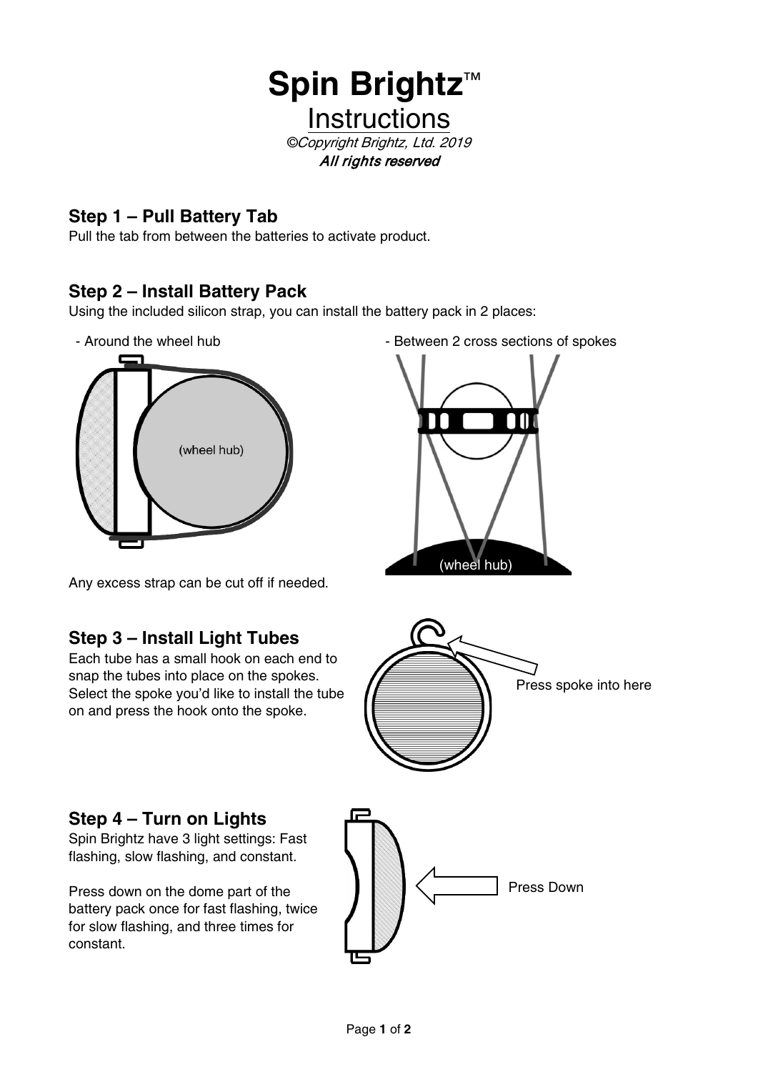# Spin Brightz™

## Instructions

*©Copyright Brightz, Ltd. 2019*
*All rights reserved*

### Step 1 – Pull Battery Tab

Pull the tab from between the batteries to activate product.

### Step 2 – Install Battery Pack

Using the included silicon strap, you can install the battery pack in 2 places:

- Around the wheel hub
- Between 2 cross sections of spokes

(wheel hub)

(wheel hub)

Any excess strap can be cut off if needed.

### Step 3 – Install Light Tubes

Each tube has a small hook on each end to snap the tubes into place on the spokes. Select the spoke you'd like to install the tube on and press the hook onto the spoke.

Press spoke into here

### Step 4 – Turn on Lights

Spin Brightz have 3 light settings: Fast flashing, slow flashing, and constant.

Press down on the dome part of the battery pack once for fast flashing, twice for slow flashing, and three times for constant.

Press Down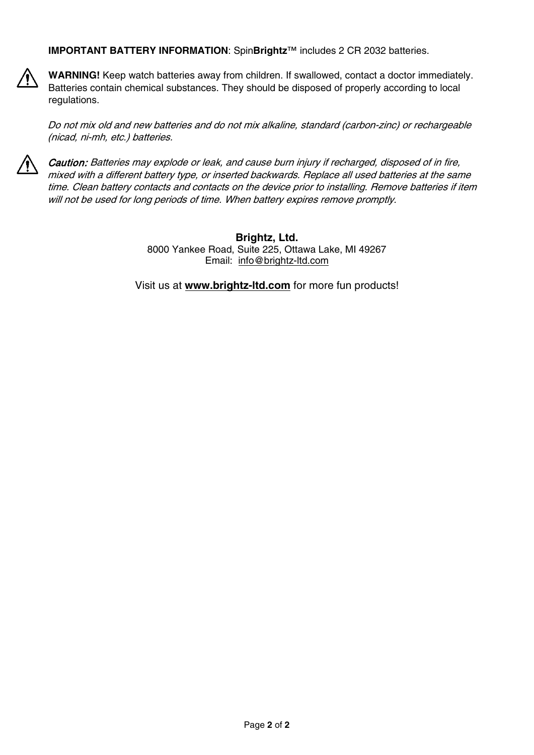**IMPORTANT BATTERY INFORMATION**: Spin**Brightz**™ includes 2 CR 2032 batteries.

⚠ **WARNING!** Keep watch batteries away from children. If swallowed, contact a doctor immediately. Batteries contain chemical substances. They should be disposed of properly according to local regulations.

*Do not mix old and new batteries and do not mix alkaline, standard (carbon-zinc) or rechargeable (nicad, ni-mh, etc.) batteries.*

⚠ ***Caution:*** *Batteries may explode or leak, and cause burn injury if recharged, disposed of in fire, mixed with a different battery type, or inserted backwards. Replace all used batteries at the same time. Clean battery contacts and contacts on the device prior to installing. Remove batteries if item will not be used for long periods of time. When battery expires remove promptly.*

**Brightz, Ltd.**
8000 Yankee Road, Suite 225, Ottawa Lake, MI 49267
Email: info@brightz-ltd.com

Visit us at **www.brightz-ltd.com** for more fun products!